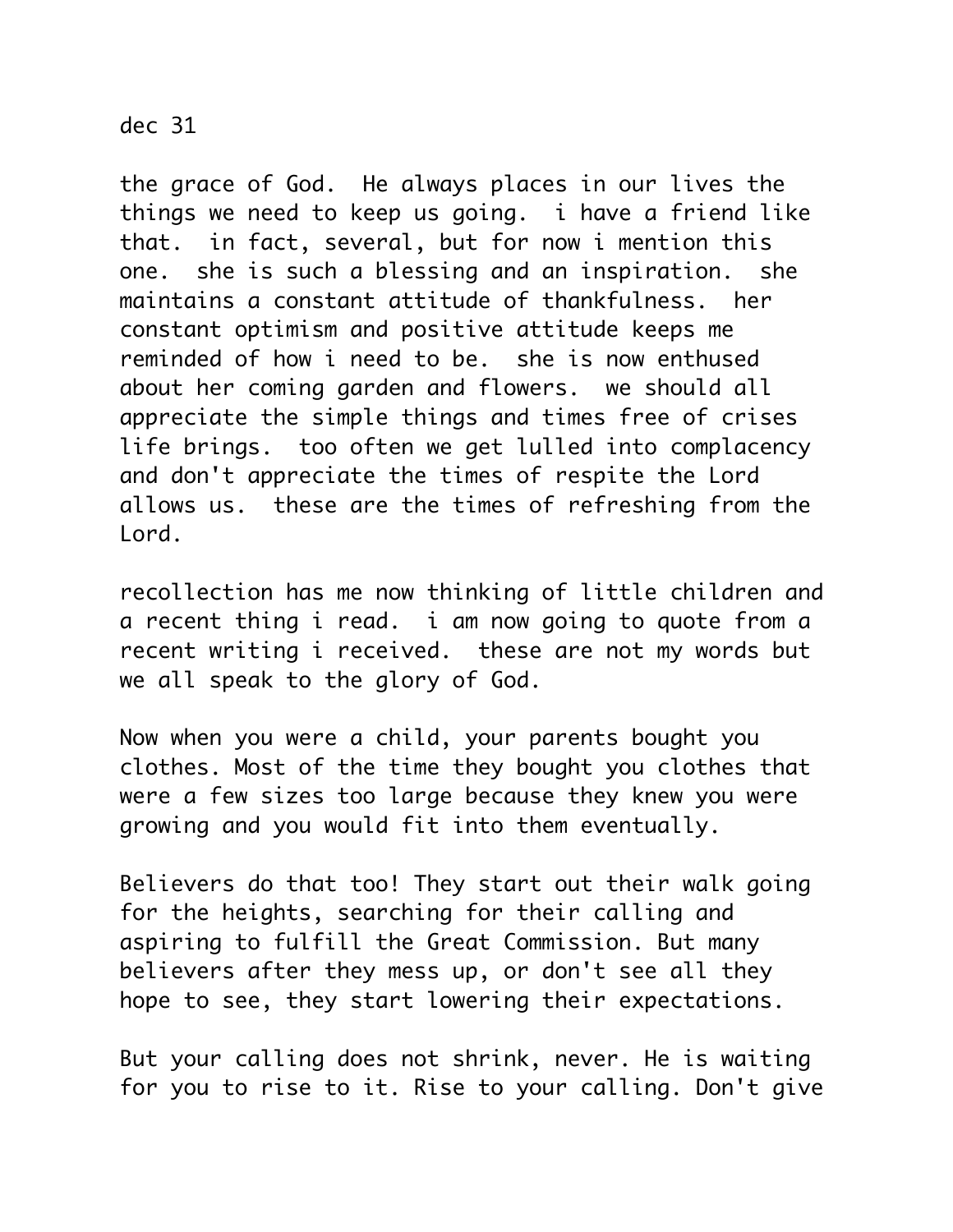dec 31

the grace of God. He always places in our lives the things we need to keep us going. i have a friend like that. in fact, several, but for now i mention this one. she is such a blessing and an inspiration. she maintains a constant attitude of thankfulness. her constant optimism and positive attitude keeps me reminded of how i need to be. she is now enthused about her coming garden and flowers. we should all appreciate the simple things and times free of crises life brings. too often we get lulled into complacency and don't appreciate the times of respite the Lord allows us. these are the times of refreshing from the Lord.

recollection has me now thinking of little children and a recent thing i read. i am now going to quote from a recent writing i received. these are not my words but we all speak to the glory of God.

Now when you were a child, your parents bought you clothes. Most of the time they bought you clothes that were a few sizes too large because they knew you were growing and you would fit into them eventually.

Believers do that too! They start out their walk going for the heights, searching for their calling and aspiring to fulfill the Great Commission. But many believers after they mess up, or don't see all they hope to see, they start lowering their expectations.

But your calling does not shrink, never. He is waiting for you to rise to it. Rise to your calling. Don't give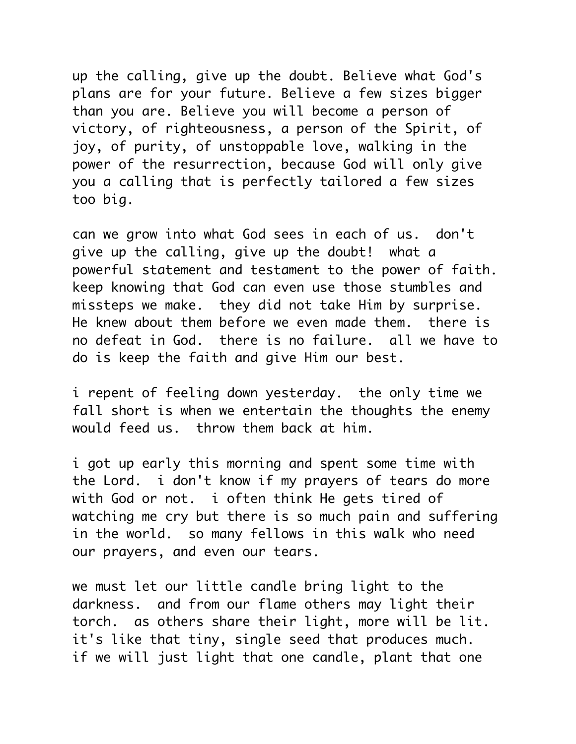up the calling, give up the doubt. Believe what God's plans are for your future. Believe a few sizes bigger than you are. Believe you will become a person of victory, of righteousness, a person of the Spirit, of joy, of purity, of unstoppable love, walking in the power of the resurrection, because God will only give you a calling that is perfectly tailored a few sizes too big.

can we grow into what God sees in each of us.  don't give up the calling, give up the doubt!  what a powerful statement and testament to the power of faith.  keep knowing that God can even use those stumbles and missteps we make.  they did not take Him by surprise.  He knew about them before we even made them.  there is no defeat in God.  there is no failure.  all we have to do is keep the faith and give Him our best.

i repent of feeling down yesterday.  the only time we fall short is when we entertain the thoughts the enemy would feed us.  throw them back at him.

i got up early this morning and spent some time with the Lord.  i don't know if my prayers of tears do more with God or not.  i often think He gets tired of watching me cry but there is so much pain and suffering in the world.  so many fellows in this walk who need our prayers, and even our tears.

we must let our little candle bring light to the darkness.  and from our flame others may light their torch.  as others share their light, more will be lit.  it's like that tiny, single seed that produces much.  if we will just light that one candle, plant that one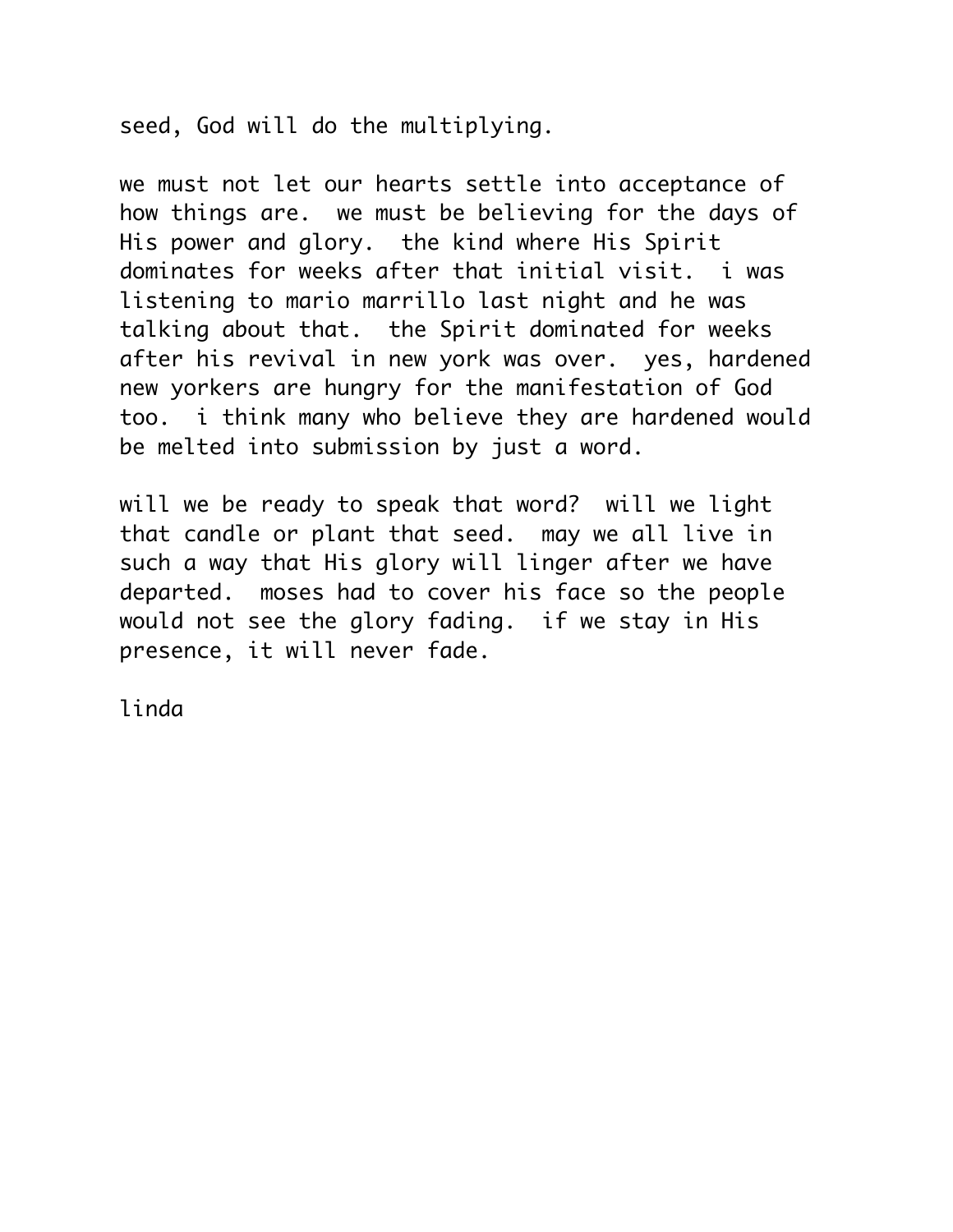seed, God will do the multiplying.

we must not let our hearts settle into acceptance of how things are.  we must be believing for the days of His power and glory.  the kind where His Spirit dominates for weeks after that initial visit.  i was listening to mario marrillo last night and he was talking about that.  the Spirit dominated for weeks after his revival in new york was over.  yes, hardened new yorkers are hungry for the manifestation of God too.  i think many who believe they are hardened would be melted into submission by just a word.

will we be ready to speak that word?  will we light that candle or plant that seed.  may we all live in such a way that His glory will linger after we have departed.  moses had to cover his face so the people would not see the glory fading.  if we stay in His presence, it will never fade.

linda